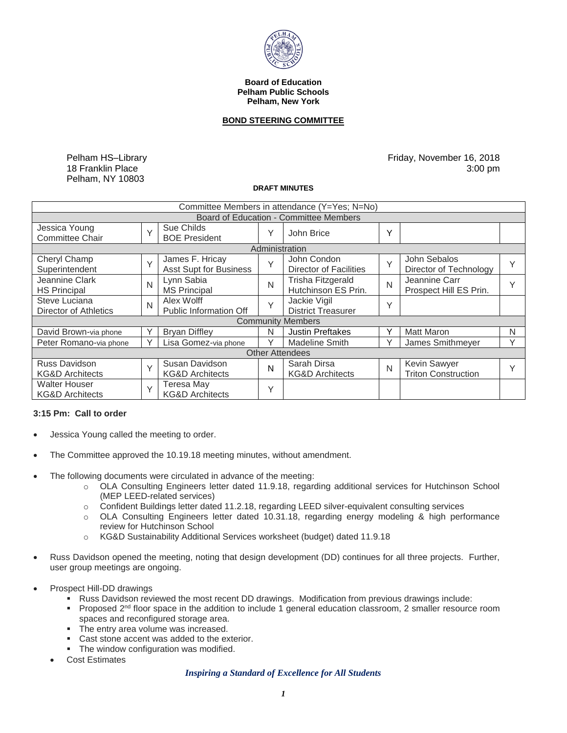**Board of Education**
**Pelham Public Schools**
**Pelham, New York**

**BOND STEERING COMMITTEE**

Pelham HS–Library
18 Franklin Place
Pelham, NY 10803

Friday, November 16, 2018
3:00 pm

**DRAFT MINUTES**

| Committee Members in attendance (Y=Yes; N=No) | | | | | | | |
|---|---|---|---|---|---|---|---|
| Board of Education - Committee Members | | | | | | | |
| Jessica Young Committee Chair | Y | Sue Childs BOE President | Y | John Brice | Y | | |
| Administration | | | | | | | |
| Cheryl Champ Superintendent | Y | James F. Hricay Asst Supt for Business | Y | John Condon Director of Facilities | Y | John Sebalos Director of Technology | Y |
| Jeannine Clark HS Principal | N | Lynn Sabia MS Principal | N | Trisha Fitzgerald Hutchinson ES Prin. | N | Jeannine Carr Prospect Hill ES Prin. | Y |
| Steve Luciana Director of Athletics | N | Alex Wolff Public Information Off | Y | Jackie Vigil District Treasurer | Y | | |
| Community Members | | | | | | | |
| David Brown-via phone | Y | Bryan Diffley | N | Justin Preftakes | Y | Matt Maron | N |
| Peter Romano-via phone | Y | Lisa Gomez-via phone | Y | Madeline Smith | Y | James Smithmeyer | Y |
| Other Attendees | | | | | | | |
| Russ Davidson KG&D Architects | Y | Susan Davidson KG&D Architects | N | Sarah Dirsa KG&D Architects | N | Kevin Sawyer Triton Construction | Y |
| Walter Houser KG&D Architects | Y | Teresa May KG&D Architects | Y | | | | |

**3:15 Pm: Call to order**

- Jessica Young called the meeting to order.
- The Committee approved the 10.19.18 meeting minutes, without amendment.
- The following documents were circulated in advance of the meeting:
    - OLA Consulting Engineers letter dated 11.9.18, regarding additional services for Hutchinson School (MEP LEED-related services)
    - Confident Buildings letter dated 11.2.18, regarding LEED silver-equivalent consulting services
    - OLA Consulting Engineers letter dated 10.31.18, regarding energy modeling & high performance review for Hutchinson School
    - KG&D Sustainability Additional Services worksheet (budget) dated 11.9.18
- Russ Davidson opened the meeting, noting that design development (DD) continues for all three projects. Further, user group meetings are ongoing.
- Prospect Hill-DD drawings
    - Russ Davidson reviewed the most recent DD drawings. Modification from previous drawings include:
    - Proposed 2nd floor space in the addition to include 1 general education classroom, 2 smaller resource room spaces and reconfigured storage area.
    - The entry area volume was increased.
    - Cast stone accent was added to the exterior.
    - The window configuration was modified.
- Cost Estimates

*Inspiring a Standard of Excellence for All Students*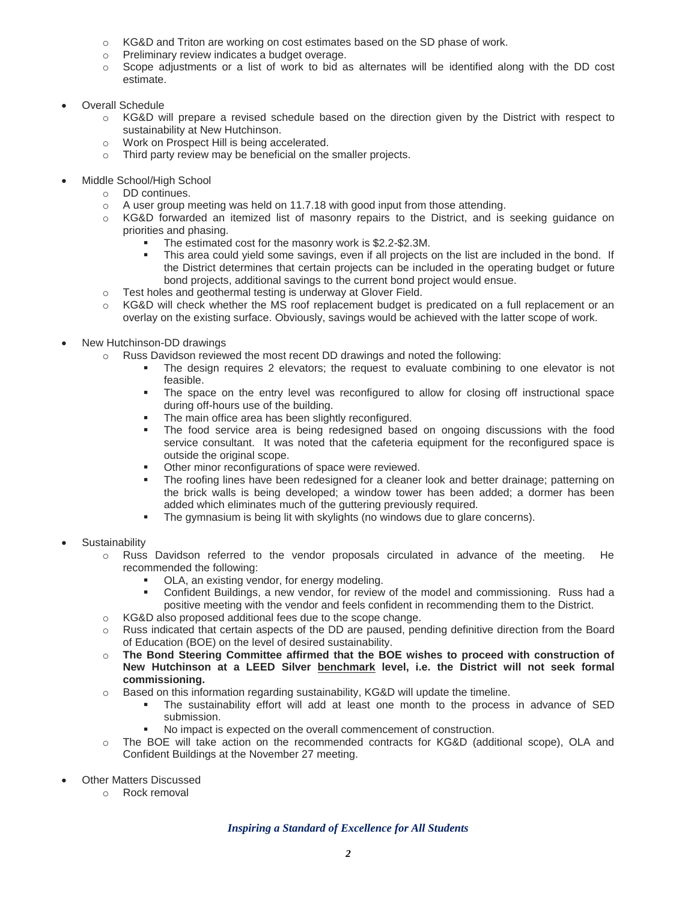- KG&D and Triton are working on cost estimates based on the SD phase of work.
  - Preliminary review indicates a budget overage.
  - Scope adjustments or a list of work to bid as alternates will be identified along with the DD cost estimate.

- Overall Schedule
  - KG&D will prepare a revised schedule based on the direction given by the District with respect to sustainability at New Hutchinson.
  - Work on Prospect Hill is being accelerated.
  - Third party review may be beneficial on the smaller projects.

- Middle School/High School
  - DD continues.
  - A user group meeting was held on 11.7.18 with good input from those attending.
  - KG&D forwarded an itemized list of masonry repairs to the District, and is seeking guidance on priorities and phasing.
    - The estimated cost for the masonry work is $2.2-$2.3M.
    - This area could yield some savings, even if all projects on the list are included in the bond. If the District determines that certain projects can be included in the operating budget or future bond projects, additional savings to the current bond project would ensue.
  - Test holes and geothermal testing is underway at Glover Field.
  - KG&D will check whether the MS roof replacement budget is predicated on a full replacement or an overlay on the existing surface. Obviously, savings would be achieved with the latter scope of work.

- New Hutchinson-DD drawings
  - Russ Davidson reviewed the most recent DD drawings and noted the following:
    - The design requires 2 elevators; the request to evaluate combining to one elevator is not feasible.
    - The space on the entry level was reconfigured to allow for closing off instructional space during off-hours use of the building.
    - The main office area has been slightly reconfigured.
    - The food service area is being redesigned based on ongoing discussions with the food service consultant. It was noted that the cafeteria equipment for the reconfigured space is outside the original scope.
    - Other minor reconfigurations of space were reviewed.
    - The roofing lines have been redesigned for a cleaner look and better drainage; patterning on the brick walls is being developed; a window tower has been added; a dormer has been added which eliminates much of the guttering previously required.
    - The gymnasium is being lit with skylights (no windows due to glare concerns).

- Sustainability
  - Russ Davidson referred to the vendor proposals circulated in advance of the meeting. He recommended the following:
    - OLA, an existing vendor, for energy modeling.
    - Confident Buildings, a new vendor, for review of the model and commissioning. Russ had a positive meeting with the vendor and feels confident in recommending them to the District.
  - KG&D also proposed additional fees due to the scope change.
  - Russ indicated that certain aspects of the DD are paused, pending definitive direction from the Board of Education (BOE) on the level of desired sustainability.
  - **The Bond Steering Committee affirmed that the BOE wishes to proceed with construction of New Hutchinson at a LEED Silver <u>benchmark</u> level, i.e. the District will not seek formal commissioning.**
  - Based on this information regarding sustainability, KG&D will update the timeline.
    - The sustainability effort will add at least one month to the process in advance of SED submission.
    - No impact is expected on the overall commencement of construction.
  - The BOE will take action on the recommended contracts for KG&D (additional scope), OLA and Confident Buildings at the November 27 meeting.

- Other Matters Discussed
  - Rock removal

***Inspiring a Standard of Excellence for All Students***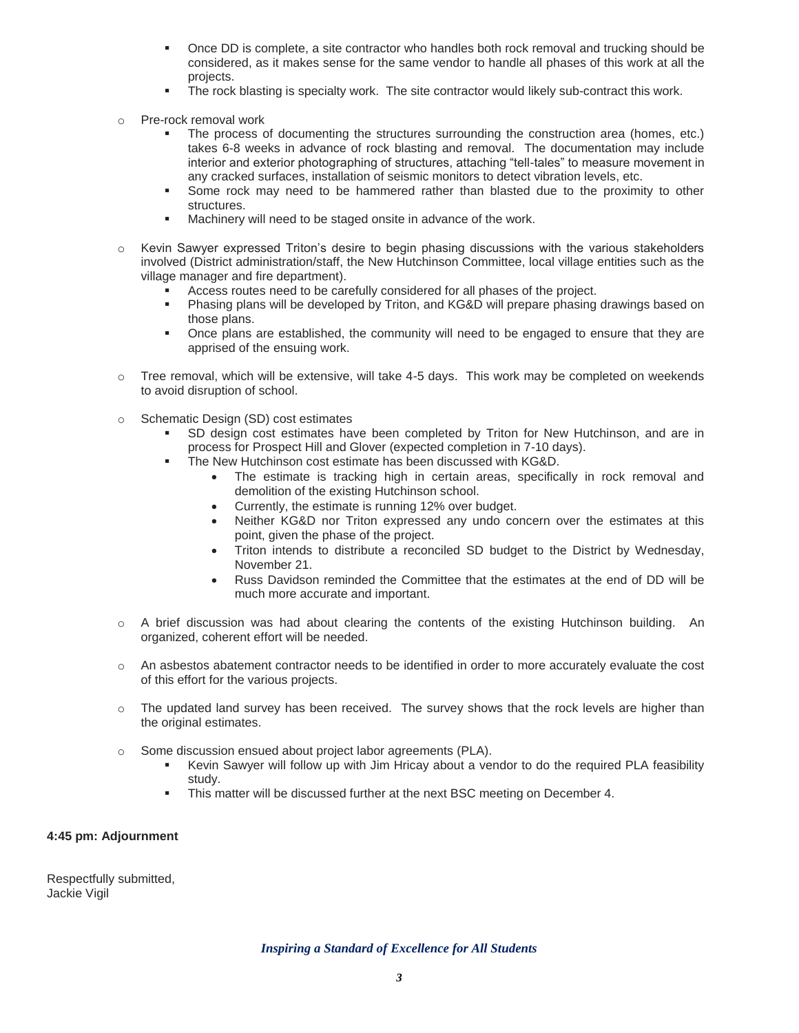- Once DD is complete, a site contractor who handles both rock removal and trucking should be considered, as it makes sense for the same vendor to handle all phases of this work at all the projects.
  - The rock blasting is specialty work. The site contractor would likely sub-contract this work.

- Pre-rock removal work
  - The process of documenting the structures surrounding the construction area (homes, etc.) takes 6-8 weeks in advance of rock blasting and removal. The documentation may include interior and exterior photographing of structures, attaching "tell-tales" to measure movement in any cracked surfaces, installation of seismic monitors to detect vibration levels, etc.
  - Some rock may need to be hammered rather than blasted due to the proximity to other structures.
  - Machinery will need to be staged onsite in advance of the work.

- Kevin Sawyer expressed Triton's desire to begin phasing discussions with the various stakeholders involved (District administration/staff, the New Hutchinson Committee, local village entities such as the village manager and fire department).
  - Access routes need to be carefully considered for all phases of the project.
  - Phasing plans will be developed by Triton, and KG&D will prepare phasing drawings based on those plans.
  - Once plans are established, the community will need to be engaged to ensure that they are apprised of the ensuing work.

- Tree removal, which will be extensive, will take 4-5 days. This work may be completed on weekends to avoid disruption of school.

- Schematic Design (SD) cost estimates
  - SD design cost estimates have been completed by Triton for New Hutchinson, and are in process for Prospect Hill and Glover (expected completion in 7-10 days).
  - The New Hutchinson cost estimate has been discussed with KG&D.
    - The estimate is tracking high in certain areas, specifically in rock removal and demolition of the existing Hutchinson school.
    - Currently, the estimate is running 12% over budget.
    - Neither KG&D nor Triton expressed any undo concern over the estimates at this point, given the phase of the project.
    - Triton intends to distribute a reconciled SD budget to the District by Wednesday, November 21.
    - Russ Davidson reminded the Committee that the estimates at the end of DD will be much more accurate and important.

- A brief discussion was had about clearing the contents of the existing Hutchinson building. An organized, coherent effort will be needed.

- An asbestos abatement contractor needs to be identified in order to more accurately evaluate the cost of this effort for the various projects.

- The updated land survey has been received. The survey shows that the rock levels are higher than the original estimates.

- Some discussion ensued about project labor agreements (PLA).
  - Kevin Sawyer will follow up with Jim Hricay about a vendor to do the required PLA feasibility study.
  - This matter will be discussed further at the next BSC meeting on December 4.

**4:45 pm: Adjournment**

Respectfully submitted,
Jackie Vigil

***Inspiring a Standard of Excellence for All Students***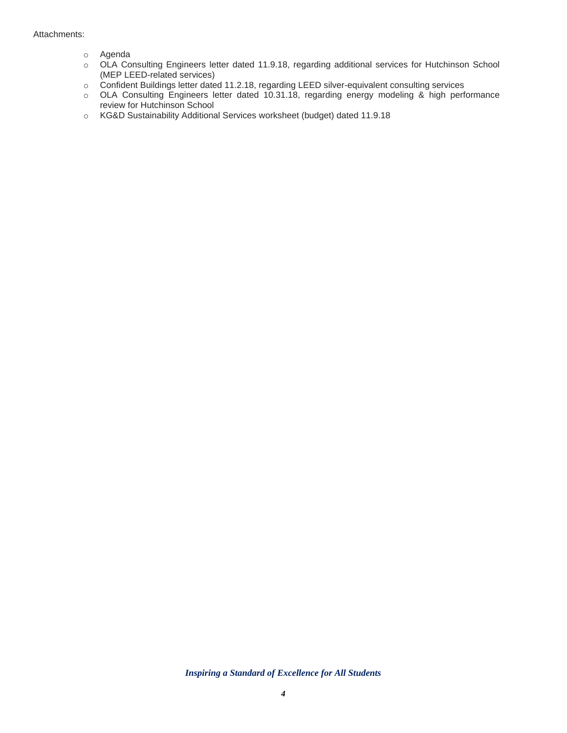Attachments:

- Agenda
- OLA Consulting Engineers letter dated 11.9.18, regarding additional services for Hutchinson School (MEP LEED-related services)
- Confident Buildings letter dated 11.2.18, regarding LEED silver-equivalent consulting services
- OLA Consulting Engineers letter dated 10.31.18, regarding energy modeling & high performance review for Hutchinson School
- KG&D Sustainability Additional Services worksheet (budget) dated 11.9.18